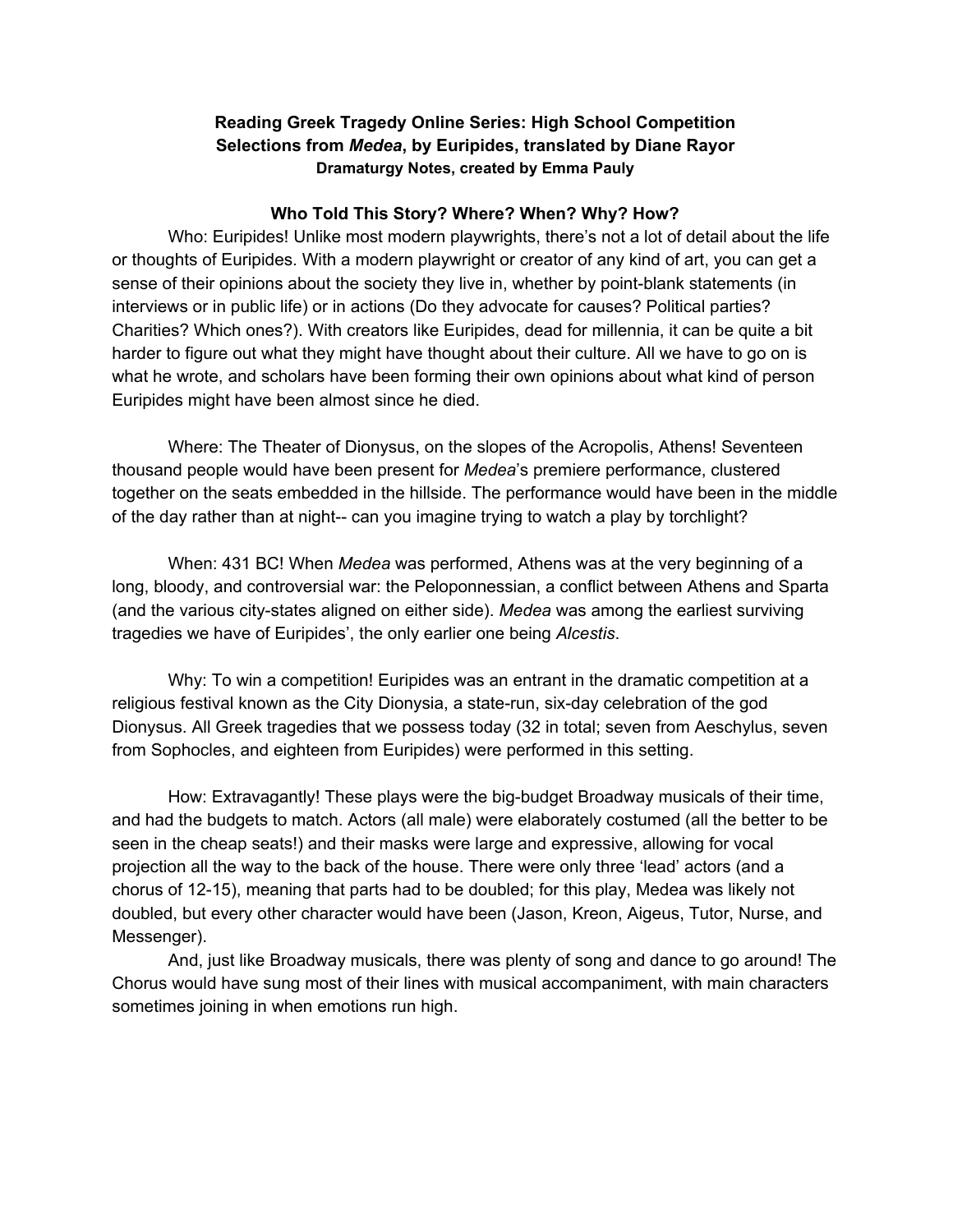**Reading Greek Tragedy Online Series: High School Competition**
**Selections from *Medea*, by Euripides, translated by Diane Rayor**
**Dramaturgy Notes, created by Emma Pauly**

## Who Told This Story? Where? When? Why? How?

Who: Euripides! Unlike most modern playwrights, there's not a lot of detail about the life or thoughts of Euripides. With a modern playwright or creator of any kind of art, you can get a sense of their opinions about the society they live in, whether by point-blank statements (in interviews or in public life) or in actions (Do they advocate for causes? Political parties? Charities? Which ones?). With creators like Euripides, dead for millennia, it can be quite a bit harder to figure out what they might have thought about their culture. All we have to go on is what he wrote, and scholars have been forming their own opinions about what kind of person Euripides might have been almost since he died.

Where: The Theater of Dionysus, on the slopes of the Acropolis, Athens! Seventeen thousand people would have been present for *Medea*'s premiere performance, clustered together on the seats embedded in the hillside. The performance would have been in the middle of the day rather than at night-- can you imagine trying to watch a play by torchlight?

When: 431 BC! When *Medea* was performed, Athens was at the very beginning of a long, bloody, and controversial war: the Peloponnessian, a conflict between Athens and Sparta (and the various city-states aligned on either side). *Medea* was among the earliest surviving tragedies we have of Euripides', the only earlier one being *Alcestis*.

Why: To win a competition! Euripides was an entrant in the dramatic competition at a religious festival known as the City Dionysia, a state-run, six-day celebration of the god Dionysus. All Greek tragedies that we possess today (32 in total; seven from Aeschylus, seven from Sophocles, and eighteen from Euripides) were performed in this setting.

How: Extravagantly! These plays were the big-budget Broadway musicals of their time, and had the budgets to match. Actors (all male) were elaborately costumed (all the better to be seen in the cheap seats!) and their masks were large and expressive, allowing for vocal projection all the way to the back of the house. There were only three 'lead' actors (and a chorus of 12-15), meaning that parts had to be doubled; for this play, Medea was likely not doubled, but every other character would have been (Jason, Kreon, Aigeus, Tutor, Nurse, and Messenger).

And, just like Broadway musicals, there was plenty of song and dance to go around! The Chorus would have sung most of their lines with musical accompaniment, with main characters sometimes joining in when emotions run high.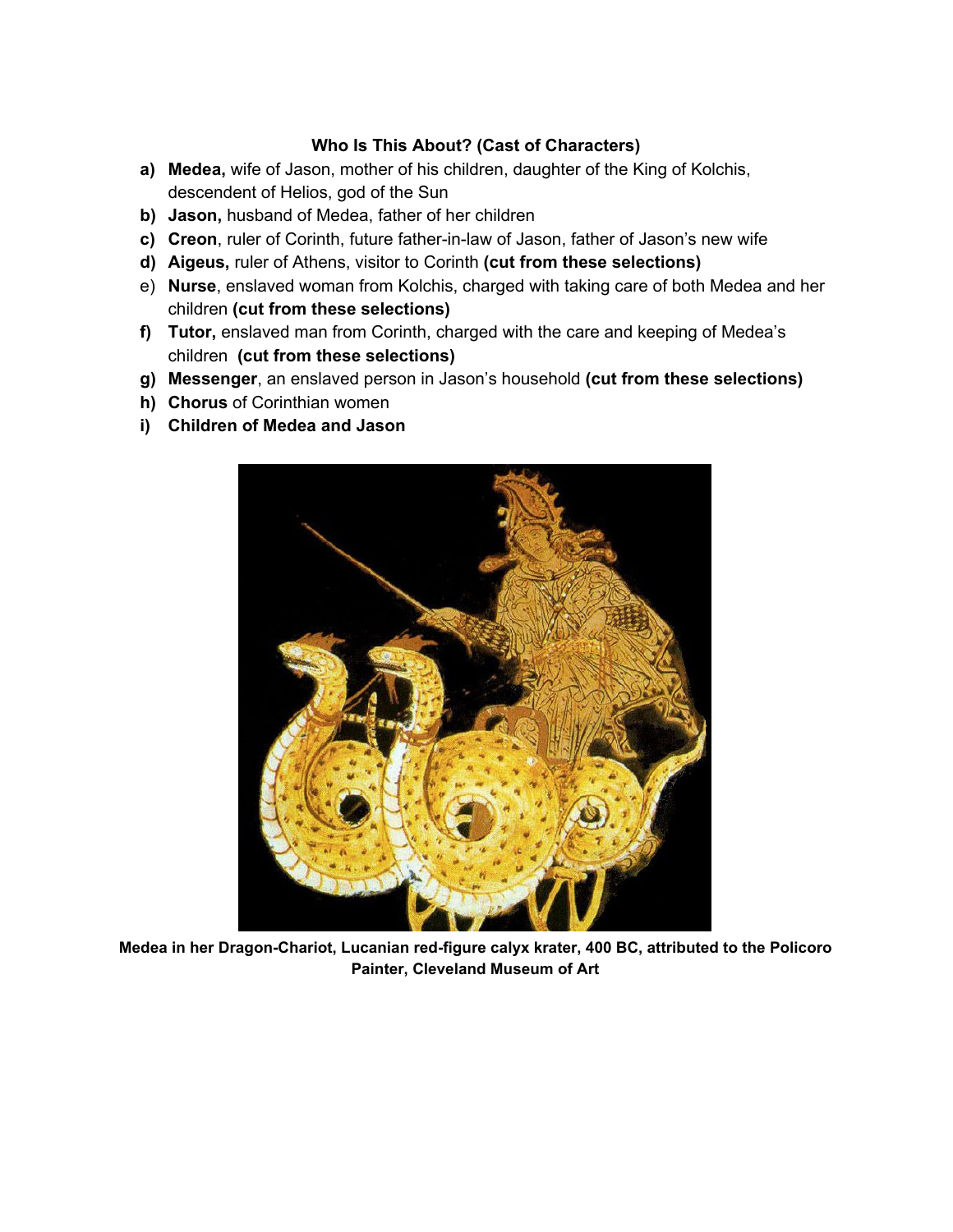**Who Is This About? (Cast of Characters)**

a) **Medea,** wife of Jason, mother of his children, daughter of the King of Kolchis, descendent of Helios, god of the Sun
b) **Jason,** husband of Medea, father of her children
c) **Creon**, ruler of Corinth, future father-in-law of Jason, father of Jason's new wife
d) **Aigeus,** ruler of Athens, visitor to Corinth **(cut from these selections)**
e) **Nurse**, enslaved woman from Kolchis, charged with taking care of both Medea and her children **(cut from these selections)**
f) **Tutor,** enslaved man from Corinth, charged with the care and keeping of Medea's children **(cut from these selections)**
g) **Messenger**, an enslaved person in Jason's household **(cut from these selections)**
h) **Chorus** of Corinthian women
i) **Children of Medea and Jason**

**Medea in her Dragon-Chariot, Lucanian red-figure calyx krater, 400 BC, attributed to the Policoro Painter, Cleveland Museum of Art**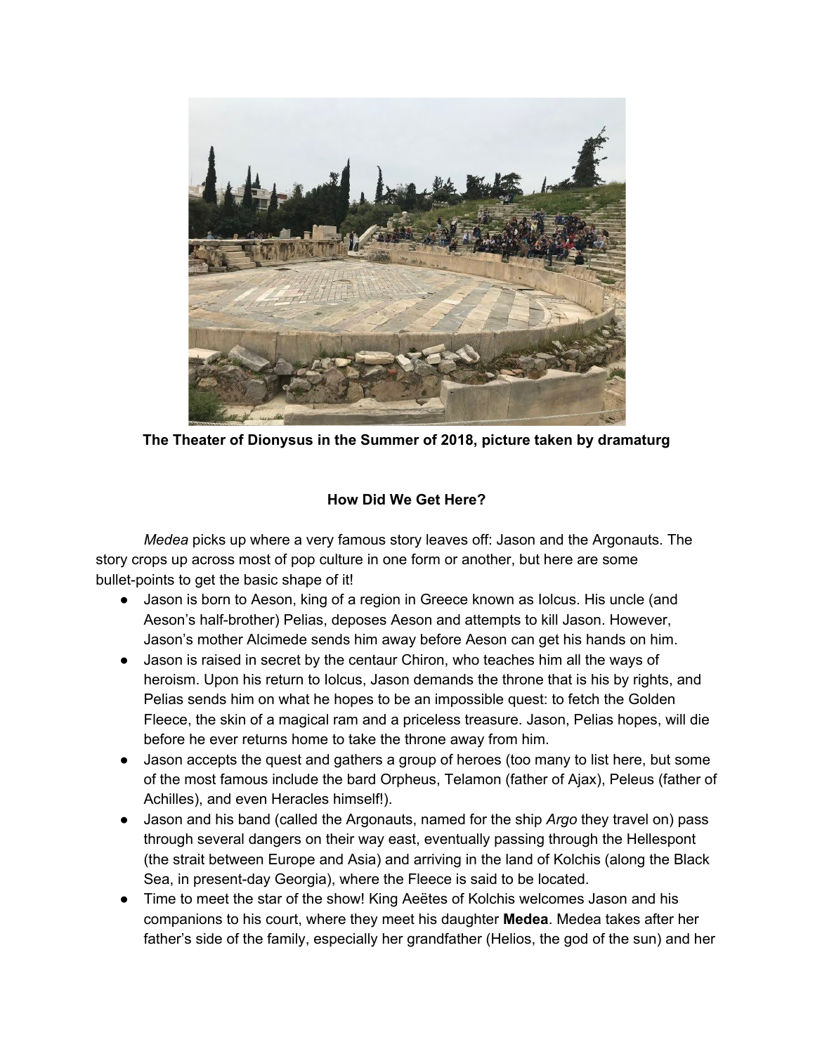**The Theater of Dionysus in the Summer of 2018, picture taken by dramaturg**

## How Did We Get Here?

*Medea* picks up where a very famous story leaves off: Jason and the Argonauts. The story crops up across most of pop culture in one form or another, but here are some bullet-points to get the basic shape of it!

- Jason is born to Aeson, king of a region in Greece known as Iolcus. His uncle (and Aeson's half-brother) Pelias, deposes Aeson and attempts to kill Jason. However, Jason's mother Alcimede sends him away before Aeson can get his hands on him.
- Jason is raised in secret by the centaur Chiron, who teaches him all the ways of heroism. Upon his return to Iolcus, Jason demands the throne that is his by rights, and Pelias sends him on what he hopes to be an impossible quest: to fetch the Golden Fleece, the skin of a magical ram and a priceless treasure. Jason, Pelias hopes, will die before he ever returns home to take the throne away from him.
- Jason accepts the quest and gathers a group of heroes (too many to list here, but some of the most famous include the bard Orpheus, Telamon (father of Ajax), Peleus (father of Achilles), and even Heracles himself!).
- Jason and his band (called the Argonauts, named for the ship *Argo* they travel on) pass through several dangers on their way east, eventually passing through the Hellespont (the strait between Europe and Asia) and arriving in the land of Kolchis (along the Black Sea, in present-day Georgia), where the Fleece is said to be located.
- Time to meet the star of the show! King Aeëtes of Kolchis welcomes Jason and his companions to his court, where they meet his daughter **Medea**. Medea takes after her father's side of the family, especially her grandfather (Helios, the god of the sun) and her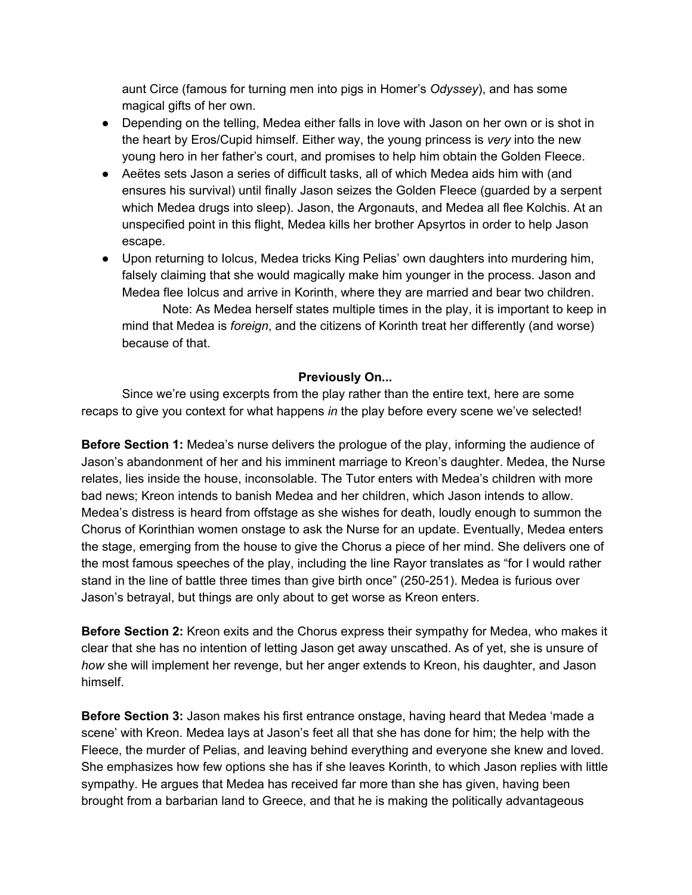aunt Circe (famous for turning men into pigs in Homer's *Odyssey*), and has some magical gifts of her own.

- Depending on the telling, Medea either falls in love with Jason on her own or is shot in the heart by Eros/Cupid himself. Either way, the young princess is *very* into the new young hero in her father's court, and promises to help him obtain the Golden Fleece.
- Aeëtes sets Jason a series of difficult tasks, all of which Medea aids him with (and ensures his survival) until finally Jason seizes the Golden Fleece (guarded by a serpent which Medea drugs into sleep). Jason, the Argonauts, and Medea all flee Kolchis. At an unspecified point in this flight, Medea kills her brother Apsyrtos in order to help Jason escape.
- Upon returning to Iolcus, Medea tricks King Pelias' own daughters into murdering him, falsely claiming that she would magically make him younger in the process. Jason and Medea flee Iolcus and arrive in Korinth, where they are married and bear two children.

  Note: As Medea herself states multiple times in the play, it is important to keep in mind that Medea is *foreign*, and the citizens of Korinth treat her differently (and worse) because of that.

**Previously On...**

Since we're using excerpts from the play rather than the entire text, here are some recaps to give you context for what happens *in* the play before every scene we've selected!

**Before Section 1:** Medea's nurse delivers the prologue of the play, informing the audience of Jason's abandonment of her and his imminent marriage to Kreon's daughter. Medea, the Nurse relates, lies inside the house, inconsolable. The Tutor enters with Medea's children with more bad news; Kreon intends to banish Medea and her children, which Jason intends to allow. Medea's distress is heard from offstage as she wishes for death, loudly enough to summon the Chorus of Korinthian women onstage to ask the Nurse for an update. Eventually, Medea enters the stage, emerging from the house to give the Chorus a piece of her mind. She delivers one of the most famous speeches of the play, including the line Rayor translates as "for I would rather stand in the line of battle three times than give birth once" (250-251). Medea is furious over Jason's betrayal, but things are only about to get worse as Kreon enters.

**Before Section 2:** Kreon exits and the Chorus express their sympathy for Medea, who makes it clear that she has no intention of letting Jason get away unscathed. As of yet, she is unsure of *how* she will implement her revenge, but her anger extends to Kreon, his daughter, and Jason himself.

**Before Section 3:** Jason makes his first entrance onstage, having heard that Medea 'made a scene' with Kreon. Medea lays at Jason's feet all that she has done for him; the help with the Fleece, the murder of Pelias, and leaving behind everything and everyone she knew and loved. She emphasizes how few options she has if she leaves Korinth, to which Jason replies with little sympathy. He argues that Medea has received far more than she has given, having been brought from a barbarian land to Greece, and that he is making the politically advantageous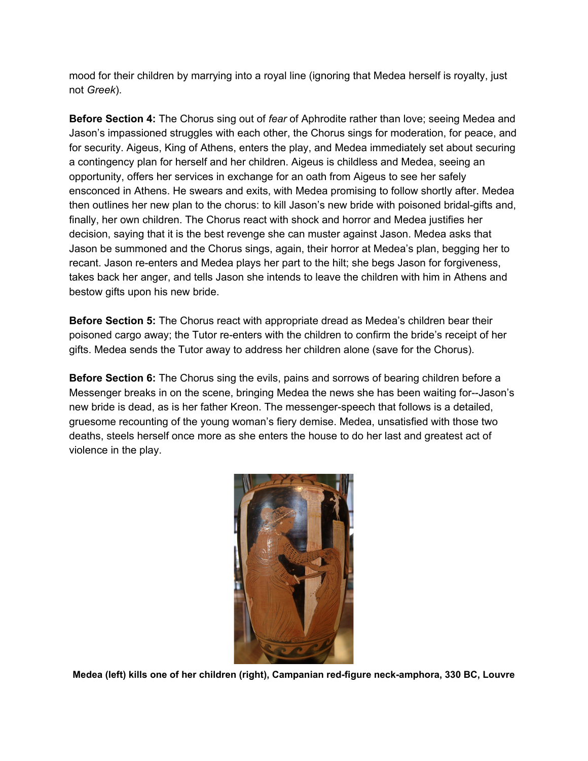mood for their children by marrying into a royal line (ignoring that Medea herself is royalty, just not *Greek*).

**Before Section 4:** The Chorus sing out of *fear* of Aphrodite rather than love; seeing Medea and Jason's impassioned struggles with each other, the Chorus sings for moderation, for peace, and for security. Aigeus, King of Athens, enters the play, and Medea immediately set about securing a contingency plan for herself and her children. Aigeus is childless and Medea, seeing an opportunity, offers her services in exchange for an oath from Aigeus to see her safely ensconced in Athens. He swears and exits, with Medea promising to follow shortly after. Medea then outlines her new plan to the chorus: to kill Jason's new bride with poisoned bridal-gifts and, finally, her own children. The Chorus react with shock and horror and Medea justifies her decision, saying that it is the best revenge she can muster against Jason. Medea asks that Jason be summoned and the Chorus sings, again, their horror at Medea's plan, begging her to recant. Jason re-enters and Medea plays her part to the hilt; she begs Jason for forgiveness, takes back her anger, and tells Jason she intends to leave the children with him in Athens and bestow gifts upon his new bride.

**Before Section 5:** The Chorus react with appropriate dread as Medea's children bear their poisoned cargo away; the Tutor re-enters with the children to confirm the bride's receipt of her gifts. Medea sends the Tutor away to address her children alone (save for the Chorus).

**Before Section 6:** The Chorus sing the evils, pains and sorrows of bearing children before a Messenger breaks in on the scene, bringing Medea the news she has been waiting for--Jason's new bride is dead, as is her father Kreon. The messenger-speech that follows is a detailed, gruesome recounting of the young woman's fiery demise. Medea, unsatisfied with those two deaths, steels herself once more as she enters the house to do her last and greatest act of violence in the play.

**Medea (left) kills one of her children (right), Campanian red-figure neck-amphora, 330 BC, Louvre**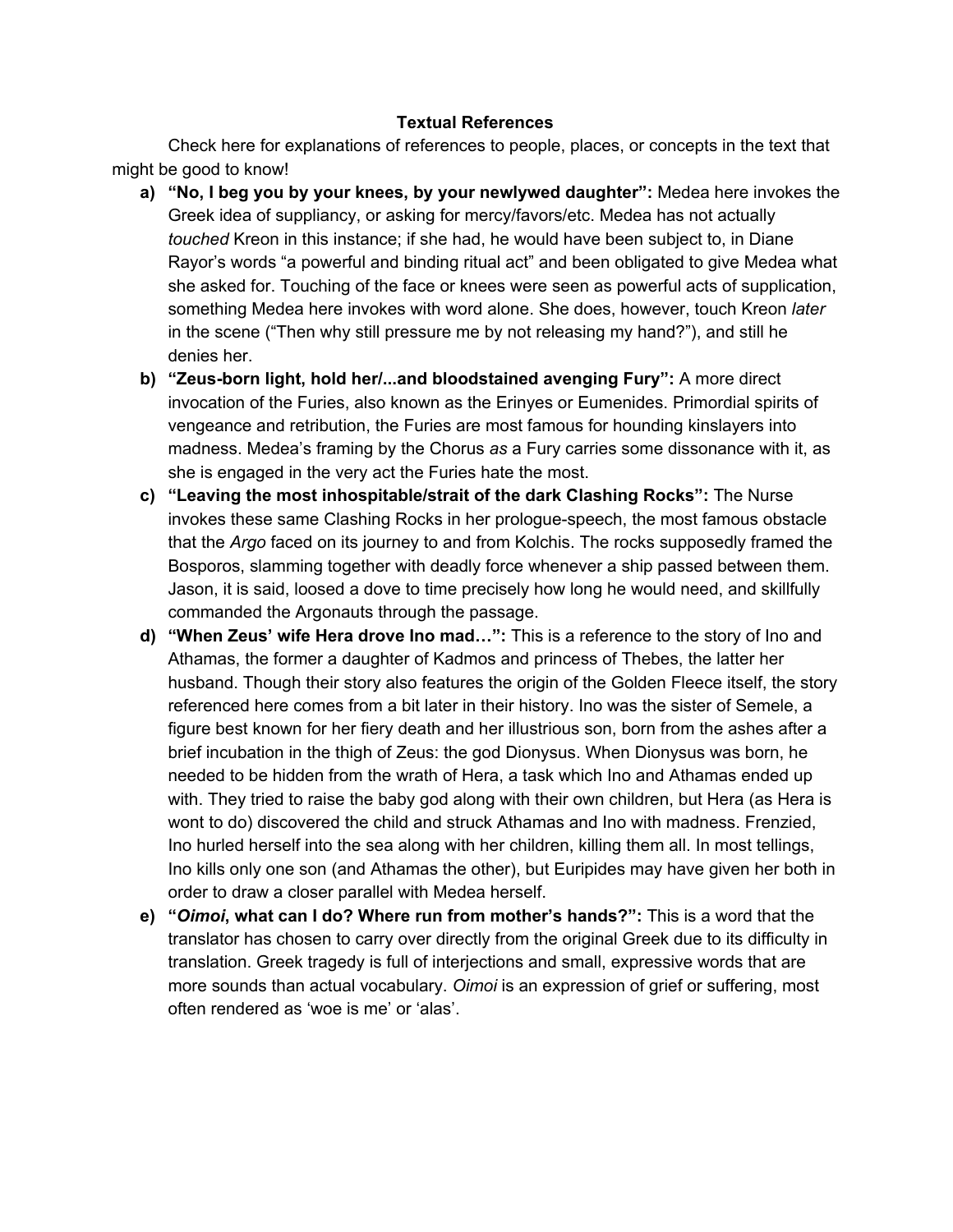**Textual References**

Check here for explanations of references to people, places, or concepts in the text that might be good to know!

a) **"No, I beg you by your knees, by your newlywed daughter":** Medea here invokes the Greek idea of suppliancy, or asking for mercy/favors/etc. Medea has not actually *touched* Kreon in this instance; if she had, he would have been subject to, in Diane Rayor's words "a powerful and binding ritual act" and been obligated to give Medea what she asked for. Touching of the face or knees were seen as powerful acts of supplication, something Medea here invokes with word alone. She does, however, touch Kreon *later* in the scene ("Then why still pressure me by not releasing my hand?"), and still he denies her.

b) **"Zeus-born light, hold her/...and bloodstained avenging Fury":** A more direct invocation of the Furies, also known as the Erinyes or Eumenides. Primordial spirits of vengeance and retribution, the Furies are most famous for hounding kinslayers into madness. Medea's framing by the Chorus *as* a Fury carries some dissonance with it, as she is engaged in the very act the Furies hate the most.

c) **"Leaving the most inhospitable/strait of the dark Clashing Rocks":** The Nurse invokes these same Clashing Rocks in her prologue-speech, the most famous obstacle that the *Argo* faced on its journey to and from Kolchis. The rocks supposedly framed the Bosporos, slamming together with deadly force whenever a ship passed between them. Jason, it is said, loosed a dove to time precisely how long he would need, and skillfully commanded the Argonauts through the passage.

d) **"When Zeus' wife Hera drove Ino mad…":** This is a reference to the story of Ino and Athamas, the former a daughter of Kadmos and princess of Thebes, the latter her husband. Though their story also features the origin of the Golden Fleece itself, the story referenced here comes from a bit later in their history. Ino was the sister of Semele, a figure best known for her fiery death and her illustrious son, born from the ashes after a brief incubation in the thigh of Zeus: the god Dionysus. When Dionysus was born, he needed to be hidden from the wrath of Hera, a task which Ino and Athamas ended up with. They tried to raise the baby god along with their own children, but Hera (as Hera is wont to do) discovered the child and struck Athamas and Ino with madness. Frenzied, Ino hurled herself into the sea along with her children, killing them all. In most tellings, Ino kills only one son (and Athamas the other), but Euripides may have given her both in order to draw a closer parallel with Medea herself.

e) **"*Oimoi*, what can I do? Where run from mother's hands?":** This is a word that the translator has chosen to carry over directly from the original Greek due to its difficulty in translation. Greek tragedy is full of interjections and small, expressive words that are more sounds than actual vocabulary. *Oimoi* is an expression of grief or suffering, most often rendered as 'woe is me' or 'alas'.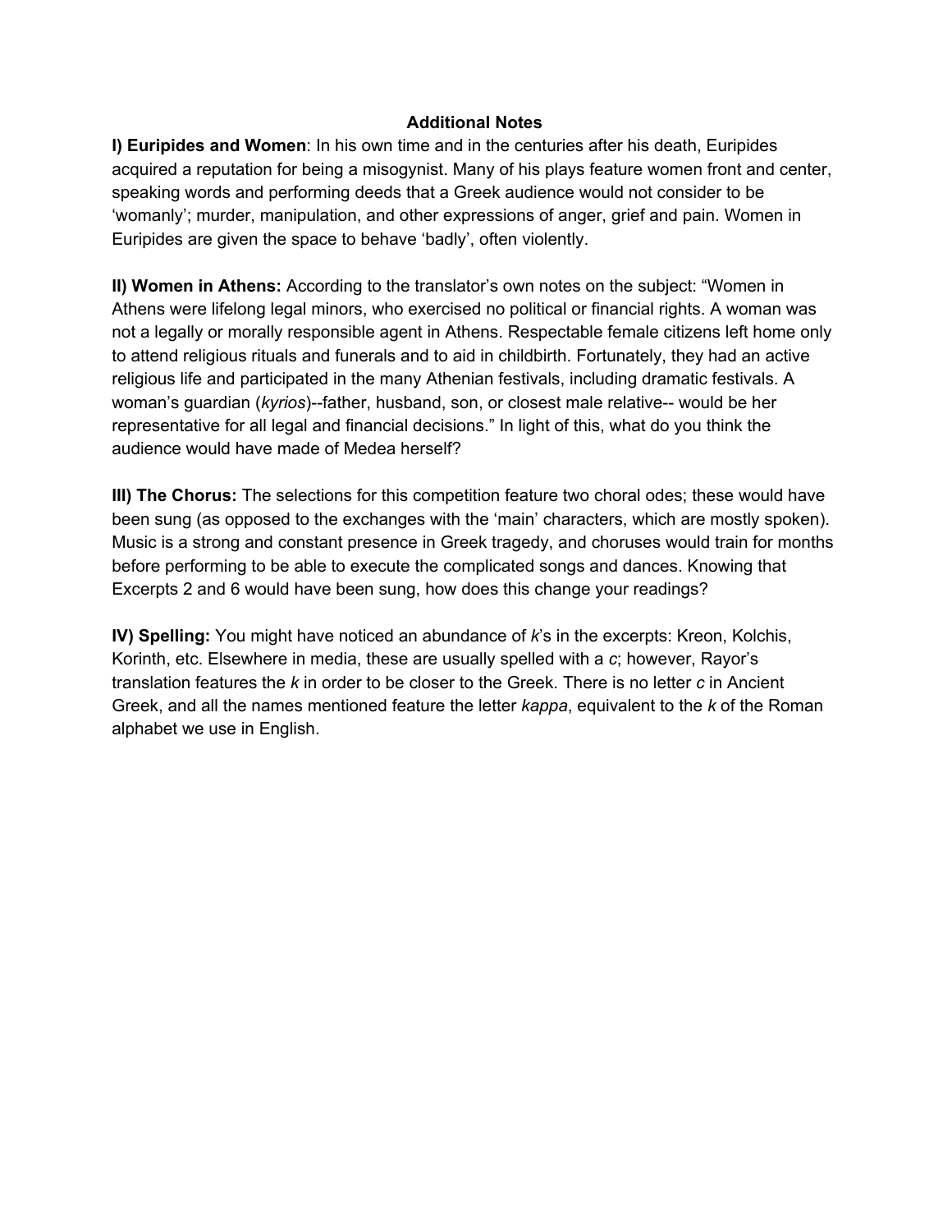## Additional Notes

**I) Euripides and Women**: In his own time and in the centuries after his death, Euripides acquired a reputation for being a misogynist. Many of his plays feature women front and center, speaking words and performing deeds that a Greek audience would not consider to be 'womanly'; murder, manipulation, and other expressions of anger, grief and pain. Women in Euripides are given the space to behave 'badly', often violently.

**II) Women in Athens:** According to the translator's own notes on the subject: "Women in Athens were lifelong legal minors, who exercised no political or financial rights. A woman was not a legally or morally responsible agent in Athens. Respectable female citizens left home only to attend religious rituals and funerals and to aid in childbirth. Fortunately, they had an active religious life and participated in the many Athenian festivals, including dramatic festivals. A woman's guardian (*kyrios*)--father, husband, son, or closest male relative-- would be her representative for all legal and financial decisions." In light of this, what do you think the audience would have made of Medea herself?

**III) The Chorus:** The selections for this competition feature two choral odes; these would have been sung (as opposed to the exchanges with the 'main' characters, which are mostly spoken). Music is a strong and constant presence in Greek tragedy, and choruses would train for months before performing to be able to execute the complicated songs and dances. Knowing that Excerpts 2 and 6 would have been sung, how does this change your readings?

**IV) Spelling:** You might have noticed an abundance of *k*'s in the excerpts: Kreon, Kolchis, Korinth, etc. Elsewhere in media, these are usually spelled with a *c*; however, Rayor's translation features the *k* in order to be closer to the Greek. There is no letter *c* in Ancient Greek, and all the names mentioned feature the letter *kappa*, equivalent to the *k* of the Roman alphabet we use in English.